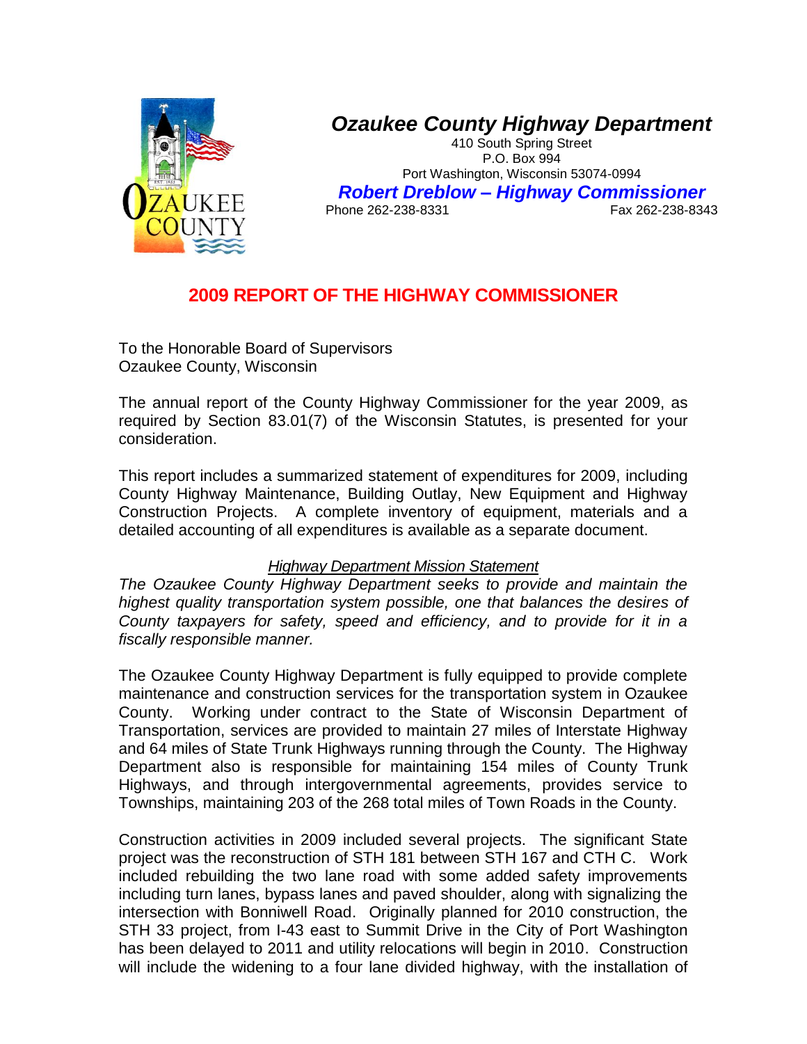# Ozaukee County Highway Department

410 South Spring Street
P.O. Box 994
Port Washington, Wisconsin 53074-0994

***Robert Dreblow – Highway Commissioner***

Phone 262-238-8331 Fax 262-238-8343

## 2009 REPORT OF THE HIGHWAY COMMISSIONER

To the Honorable Board of Supervisors
Ozaukee County, Wisconsin

The annual report of the County Highway Commissioner for the year 2009, as required by Section 83.01(7) of the Wisconsin Statutes, is presented for your consideration.

This report includes a summarized statement of expenditures for 2009, including County Highway Maintenance, Building Outlay, New Equipment and Highway Construction Projects. A complete inventory of equipment, materials and a detailed accounting of all expenditures is available as a separate document.

*Highway Department Mission Statement*

*The Ozaukee County Highway Department seeks to provide and maintain the highest quality transportation system possible, one that balances the desires of County taxpayers for safety, speed and efficiency, and to provide for it in a fiscally responsible manner.*

The Ozaukee County Highway Department is fully equipped to provide complete maintenance and construction services for the transportation system in Ozaukee County. Working under contract to the State of Wisconsin Department of Transportation, services are provided to maintain 27 miles of Interstate Highway and 64 miles of State Trunk Highways running through the County. The Highway Department also is responsible for maintaining 154 miles of County Trunk Highways, and through intergovernmental agreements, provides service to Townships, maintaining 203 of the 268 total miles of Town Roads in the County.

Construction activities in 2009 included several projects. The significant State project was the reconstruction of STH 181 between STH 167 and CTH C. Work included rebuilding the two lane road with some added safety improvements including turn lanes, bypass lanes and paved shoulder, along with signalizing the intersection with Bonniwell Road. Originally planned for 2010 construction, the STH 33 project, from I-43 east to Summit Drive in the City of Port Washington has been delayed to 2011 and utility relocations will begin in 2010. Construction will include the widening to a four lane divided highway, with the installation of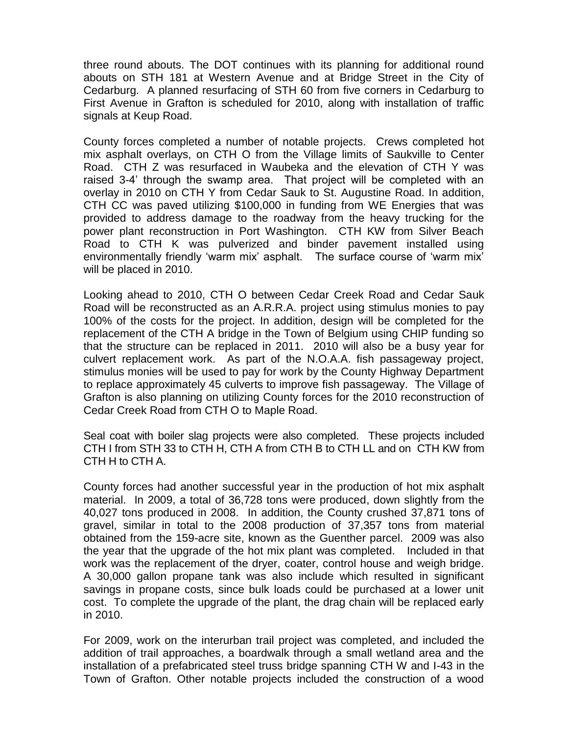three round abouts. The DOT continues with its planning for additional round abouts on STH 181 at Western Avenue and at Bridge Street in the City of Cedarburg. A planned resurfacing of STH 60 from five corners in Cedarburg to First Avenue in Grafton is scheduled for 2010, along with installation of traffic signals at Keup Road.

County forces completed a number of notable projects. Crews completed hot mix asphalt overlays, on CTH O from the Village limits of Saukville to Center Road. CTH Z was resurfaced in Waubeka and the elevation of CTH Y was raised 3-4' through the swamp area. That project will be completed with an overlay in 2010 on CTH Y from Cedar Sauk to St. Augustine Road. In addition, CTH CC was paved utilizing $100,000 in funding from WE Energies that was provided to address damage to the roadway from the heavy trucking for the power plant reconstruction in Port Washington. CTH KW from Silver Beach Road to CTH K was pulverized and binder pavement installed using environmentally friendly 'warm mix' asphalt. The surface course of 'warm mix' will be placed in 2010.

Looking ahead to 2010, CTH O between Cedar Creek Road and Cedar Sauk Road will be reconstructed as an A.R.R.A. project using stimulus monies to pay 100% of the costs for the project. In addition, design will be completed for the replacement of the CTH A bridge in the Town of Belgium using CHIP funding so that the structure can be replaced in 2011. 2010 will also be a busy year for culvert replacement work. As part of the N.O.A.A. fish passageway project, stimulus monies will be used to pay for work by the County Highway Department to replace approximately 45 culverts to improve fish passageway. The Village of Grafton is also planning on utilizing County forces for the 2010 reconstruction of Cedar Creek Road from CTH O to Maple Road.

Seal coat with boiler slag projects were also completed. These projects included CTH I from STH 33 to CTH H, CTH A from CTH B to CTH LL and on CTH KW from CTH H to CTH A.

County forces had another successful year in the production of hot mix asphalt material. In 2009, a total of 36,728 tons were produced, down slightly from the 40,027 tons produced in 2008. In addition, the County crushed 37,871 tons of gravel, similar in total to the 2008 production of 37,357 tons from material obtained from the 159-acre site, known as the Guenther parcel. 2009 was also the year that the upgrade of the hot mix plant was completed. Included in that work was the replacement of the dryer, coater, control house and weigh bridge. A 30,000 gallon propane tank was also include which resulted in significant savings in propane costs, since bulk loads could be purchased at a lower unit cost. To complete the upgrade of the plant, the drag chain will be replaced early in 2010.

For 2009, work on the interurban trail project was completed, and included the addition of trail approaches, a boardwalk through a small wetland area and the installation of a prefabricated steel truss bridge spanning CTH W and I-43 in the Town of Grafton. Other notable projects included the construction of a wood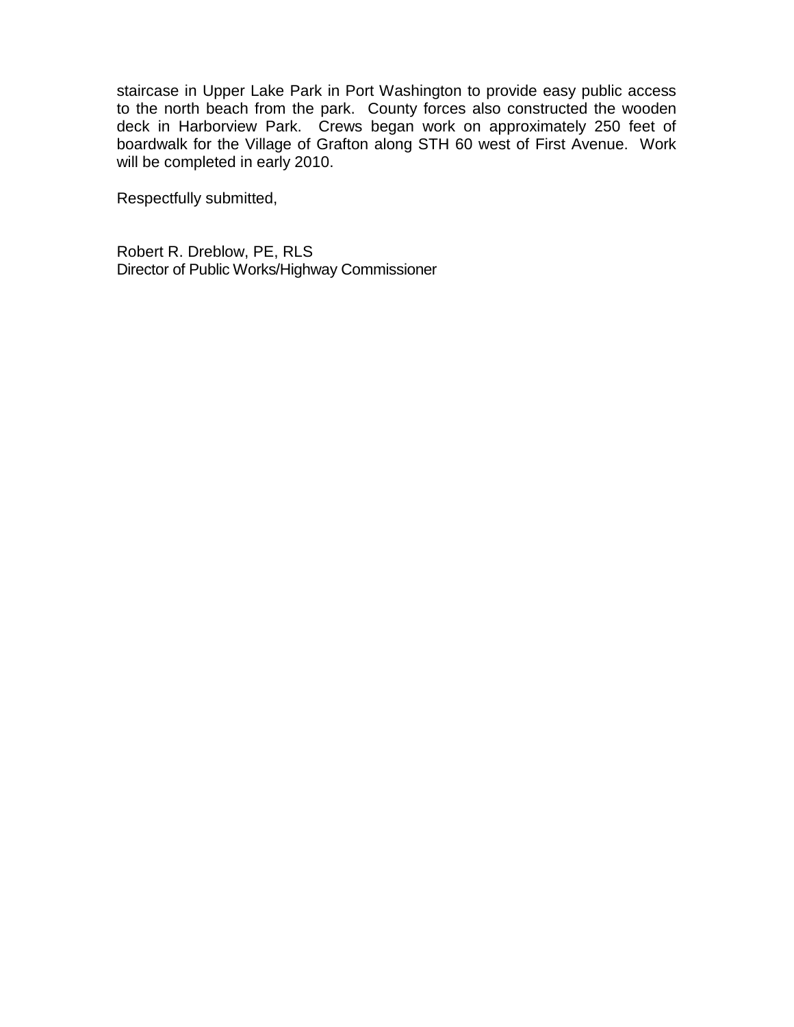staircase in Upper Lake Park in Port Washington to provide easy public access to the north beach from the park. County forces also constructed the wooden deck in Harborview Park. Crews began work on approximately 250 feet of boardwalk for the Village of Grafton along STH 60 west of First Avenue. Work will be completed in early 2010.

Respectfully submitted,

Robert R. Dreblow, PE, RLS
Director of Public Works/Highway Commissioner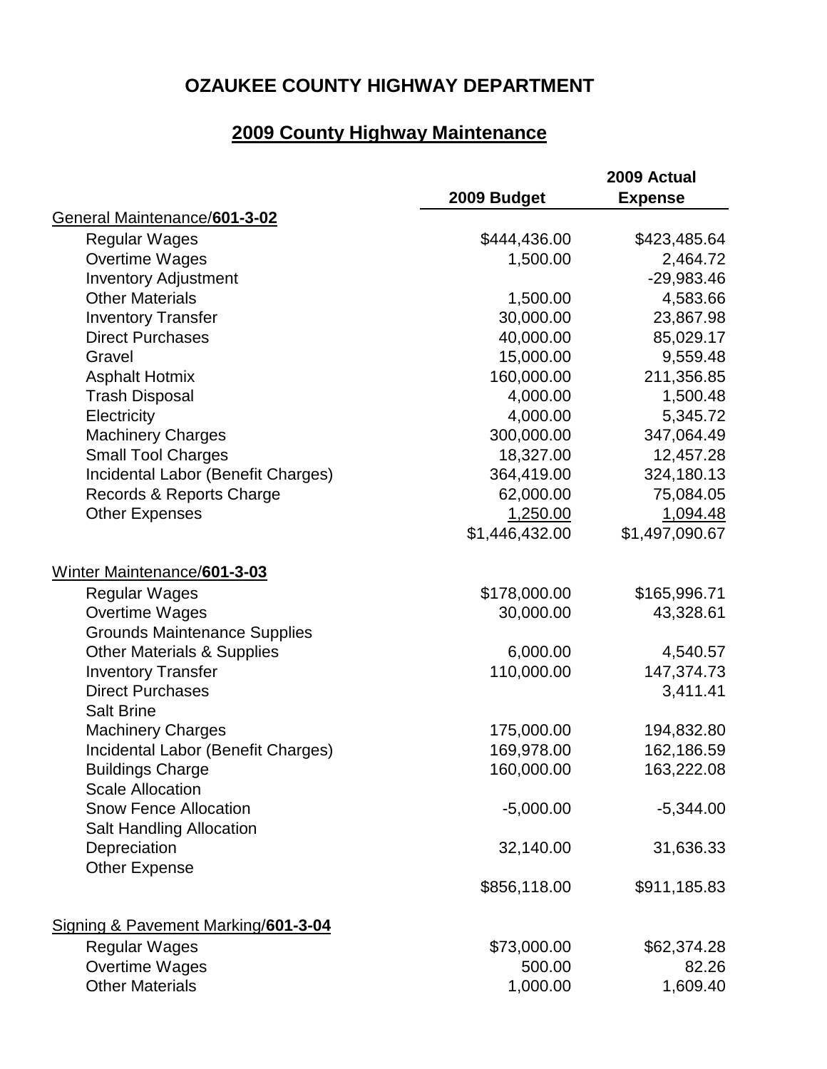# OZAUKEE COUNTY HIGHWAY DEPARTMENT

## 2009 County Highway Maintenance

| | 2009 Budget | 2009 Actual Expense |
|---|---|---|
| General Maintenance/**601-3-02** | | |
| Regular Wages | $444,436.00 | $423,485.64 |
| Overtime Wages | 1,500.00 | 2,464.72 |
| Inventory Adjustment | | -29,983.46 |
| Other Materials | 1,500.00 | 4,583.66 |
| Inventory Transfer | 30,000.00 | 23,867.98 |
| Direct Purchases | 40,000.00 | 85,029.17 |
| Gravel | 15,000.00 | 9,559.48 |
| Asphalt Hotmix | 160,000.00 | 211,356.85 |
| Trash Disposal | 4,000.00 | 1,500.48 |
| Electricity | 4,000.00 | 5,345.72 |
| Machinery Charges | 300,000.00 | 347,064.49 |
| Small Tool Charges | 18,327.00 | 12,457.28 |
| Incidental Labor (Benefit Charges) | 364,419.00 | 324,180.13 |
| Records & Reports Charge | 62,000.00 | 75,084.05 |
| Other Expenses | 1,250.00 | 1,094.48 |
| | $1,446,432.00 | $1,497,090.67 |
| | | |
| Winter Maintenance/**601-3-03** | | |
| Regular Wages | $178,000.00 | $165,996.71 |
| Overtime Wages | 30,000.00 | 43,328.61 |
| Grounds Maintenance Supplies | | |
| Other Materials & Supplies | 6,000.00 | 4,540.57 |
| Inventory Transfer | 110,000.00 | 147,374.73 |
| Direct Purchases | | 3,411.41 |
| Salt Brine | | |
| Machinery Charges | 175,000.00 | 194,832.80 |
| Incidental Labor (Benefit Charges) | 169,978.00 | 162,186.59 |
| Buildings Charge | 160,000.00 | 163,222.08 |
| Scale Allocation | | |
| Snow Fence Allocation | -5,000.00 | -5,344.00 |
| Salt Handling Allocation | | |
| Depreciation | 32,140.00 | 31,636.33 |
| Other Expense | | |
| | $856,118.00 | $911,185.83 |
| | | |
| Signing & Pavement Marking/**601-3-04** | | |
| Regular Wages | $73,000.00 | $62,374.28 |
| Overtime Wages | 500.00 | 82.26 |
| Other Materials | 1,000.00 | 1,609.40 |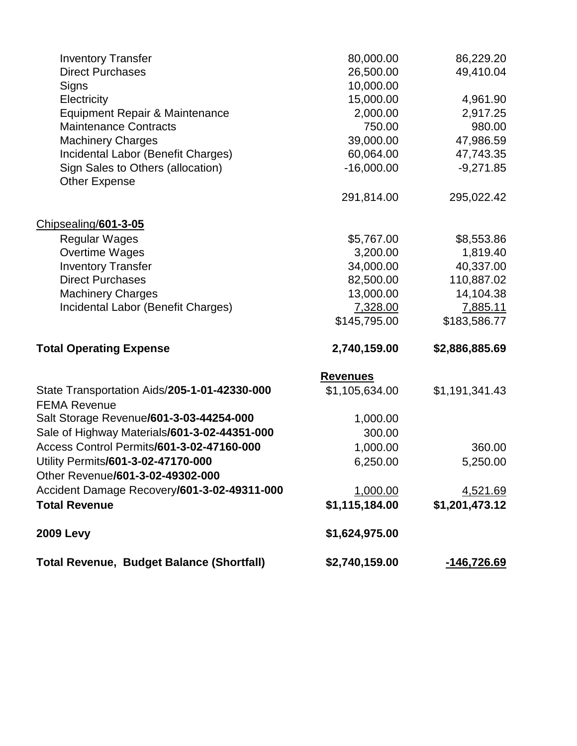| | | |
|---|---|---|
| Inventory Transfer | 80,000.00 | 86,229.20 |
| Direct Purchases | 26,500.00 | 49,410.04 |
| Signs | 10,000.00 | |
| Electricity | 15,000.00 | 4,961.90 |
| Equipment Repair & Maintenance | 2,000.00 | 2,917.25 |
| Maintenance Contracts | 750.00 | 980.00 |
| Machinery Charges | 39,000.00 | 47,986.59 |
| Incidental Labor (Benefit Charges) | 60,064.00 | 47,743.35 |
| Sign Sales to Others (allocation) | -16,000.00 | -9,271.85 |
| Other Expense | | |
| | 291,814.00 | 295,022.42 |
| | | |
| Chipsealing/**601-3-05** | | |
| Regular Wages | $5,767.00 | $8,553.86 |
| Overtime Wages | 3,200.00 | 1,819.40 |
| Inventory Transfer | 34,000.00 | 40,337.00 |
| Direct Purchases | 82,500.00 | 110,887.02 |
| Machinery Charges | 13,000.00 | 14,104.38 |
| Incidental Labor (Benefit Charges) | 7,328.00 | 7,885.11 |
| | $145,795.00 | $183,586.77 |
| | | |
| **Total Operating Expense** | **2,740,159.00** | **$2,886,885.69** |
| | | |
| | **Revenues** | |
| State Transportation Aids/**205-1-01-42330-000** | $1,105,634.00 | $1,191,341.43 |
| FEMA Revenue | | |
| Salt Storage Revenue**/601-3-03-44254-000** | 1,000.00 | |
| Sale of Highway Materials**/601-3-02-44351-000** | 300.00 | |
| Access Control Permits**/601-3-02-47160-000** | 1,000.00 | 360.00 |
| Utility Permits**/601-3-02-47170-000** | 6,250.00 | 5,250.00 |
| Other Revenue**/601-3-02-49302-000** | | |
| Accident Damage Recovery**/601-3-02-49311-000** | 1,000.00 | 4,521.69 |
| **Total Revenue** | **$1,115,184.00** | **$1,201,473.12** |
| | | |
| **2009 Levy** | **$1,624,975.00** | |
| | | |
| **Total Revenue, Budget Balance (Shortfall)** | **$2,740,159.00** | **-146,726.69** |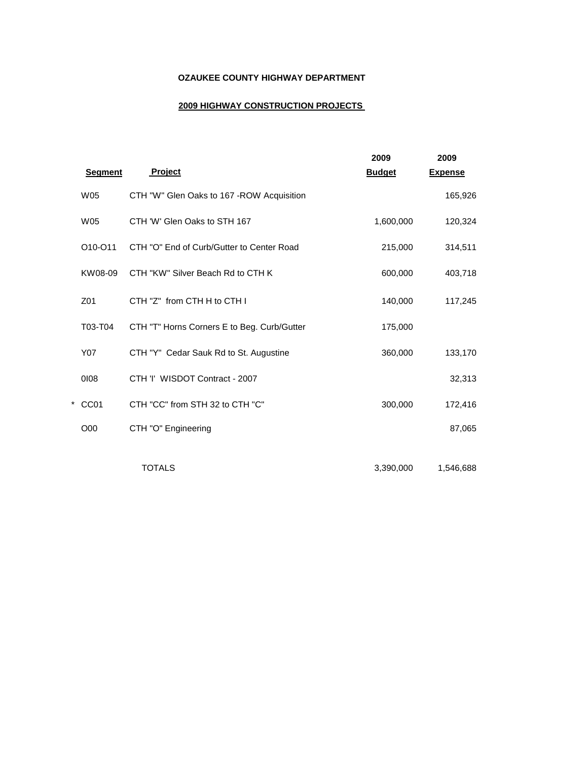**OZAUKEE COUNTY HIGHWAY DEPARTMENT**

**2009 HIGHWAY CONSTRUCTION PROJECTS**

| | Segment | Project | 2009 Budget | 2009 Expense |
|---|---|---|---|---|
| | W05 | CTH "W" Glen Oaks to 167 -ROW Acquisition | | 165,926 |
| | W05 | CTH 'W' Glen Oaks to STH 167 | 1,600,000 | 120,324 |
| | O10-O11 | CTH "O" End of Curb/Gutter to Center Road | 215,000 | 314,511 |
| | KW08-09 | CTH "KW" Silver Beach Rd to CTH K | 600,000 | 403,718 |
| | Z01 | CTH "Z" from CTH H to CTH I | 140,000 | 117,245 |
| | T03-T04 | CTH "T" Horns Corners E to Beg. Curb/Gutter | 175,000 | |
| | Y07 | CTH "Y" Cedar Sauk Rd to St. Augustine | 360,000 | 133,170 |
| | 0I08 | CTH 'I' WISDOT Contract - 2007 | | 32,313 |
| * | CC01 | CTH "CC" from STH 32 to CTH "C" | 300,000 | 172,416 |
| | O00 | CTH "O" Engineering | | 87,065 |
| | | TOTALS | 3,390,000 | 1,546,688 |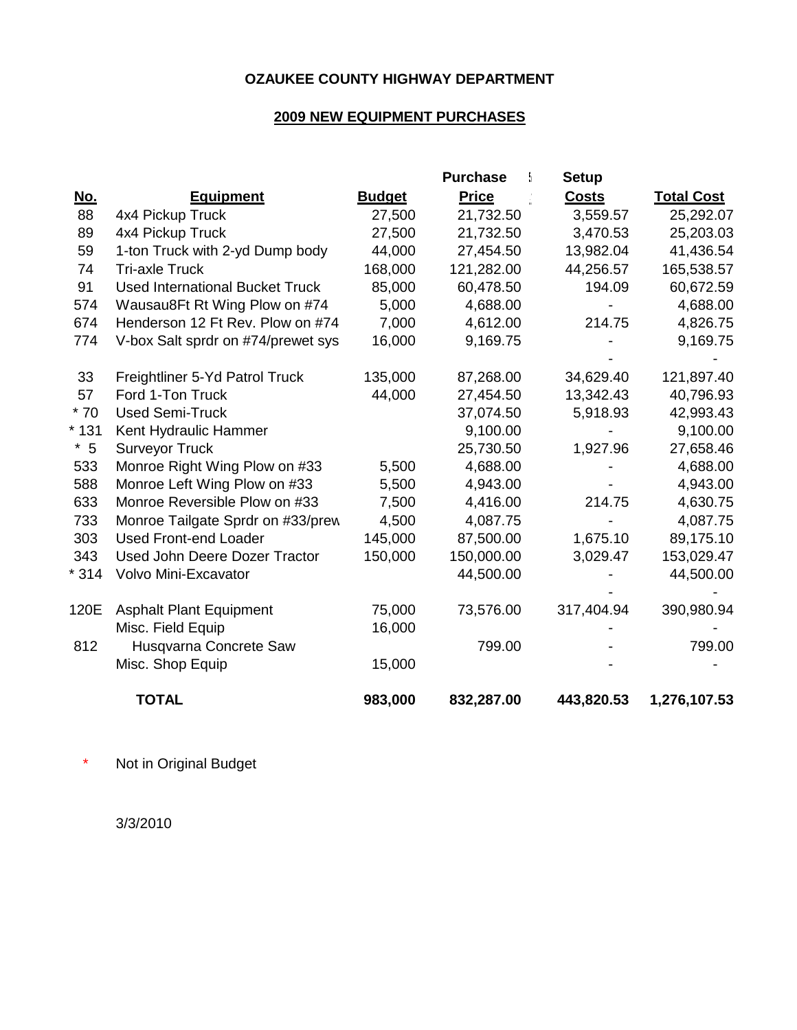**OZAUKEE COUNTY HIGHWAY DEPARTMENT**

**2009 NEW EQUIPMENT PURCHASES**

| No. | Equipment | Budget | Purchase Price | Setup Costs | Total Cost |
|---|---|---|---|---|---|
| 88 | 4x4 Pickup Truck | 27,500 | 21,732.50 | 3,559.57 | 25,292.07 |
| 89 | 4x4 Pickup Truck | 27,500 | 21,732.50 | 3,470.53 | 25,203.03 |
| 59 | 1-ton Truck with 2-yd Dump body | 44,000 | 27,454.50 | 13,982.04 | 41,436.54 |
| 74 | Tri-axle Truck | 168,000 | 121,282.00 | 44,256.57 | 165,538.57 |
| 91 | Used International Bucket Truck | 85,000 | 60,478.50 | 194.09 | 60,672.59 |
| 574 | Wausau8Ft Rt Wing Plow on #74 | 5,000 | 4,688.00 | - | 4,688.00 |
| 674 | Henderson 12 Ft Rev. Plow on #74 | 7,000 | 4,612.00 | 214.75 | 4,826.75 |
| 774 | V-box Salt sprdr on #74/prewet sys | 16,000 | 9,169.75 | - | 9,169.75 |
| | | | | - | - |
| 33 | Freightliner 5-Yd Patrol Truck | 135,000 | 87,268.00 | 34,629.40 | 121,897.40 |
| 57 | Ford 1-Ton Truck | 44,000 | 27,454.50 | 13,342.43 | 40,796.93 |
| * 70 | Used Semi-Truck | | 37,074.50 | 5,918.93 | 42,993.43 |
| * 131 | Kent Hydraulic Hammer | | 9,100.00 | - | 9,100.00 |
| * 5 | Surveyor Truck | | 25,730.50 | 1,927.96 | 27,658.46 |
| 533 | Monroe Right Wing Plow on #33 | 5,500 | 4,688.00 | - | 4,688.00 |
| 588 | Monroe Left Wing Plow on #33 | 5,500 | 4,943.00 | - | 4,943.00 |
| 633 | Monroe Reversible Plow on #33 | 7,500 | 4,416.00 | 214.75 | 4,630.75 |
| 733 | Monroe Tailgate Sprdr on #33/prew | 4,500 | 4,087.75 | - | 4,087.75 |
| 303 | Used Front-end Loader | 145,000 | 87,500.00 | 1,675.10 | 89,175.10 |
| 343 | Used John Deere Dozer Tractor | 150,000 | 150,000.00 | 3,029.47 | 153,029.47 |
| * 314 | Volvo Mini-Excavator | | 44,500.00 | - | 44,500.00 |
| | | | | - | - |
| 120E | Asphalt Plant Equipment | 75,000 | 73,576.00 | 317,404.94 | 390,980.94 |
| | Misc. Field Equip | 16,000 | | - | - |
| 812 | Husqvarna Concrete Saw | | 799.00 | - | 799.00 |
| | Misc. Shop Equip | 15,000 | | - | - |
| | **TOTAL** | **983,000** | **832,287.00** | **443,820.53** | **1,276,107.53** |

\* Not in Original Budget

3/3/2010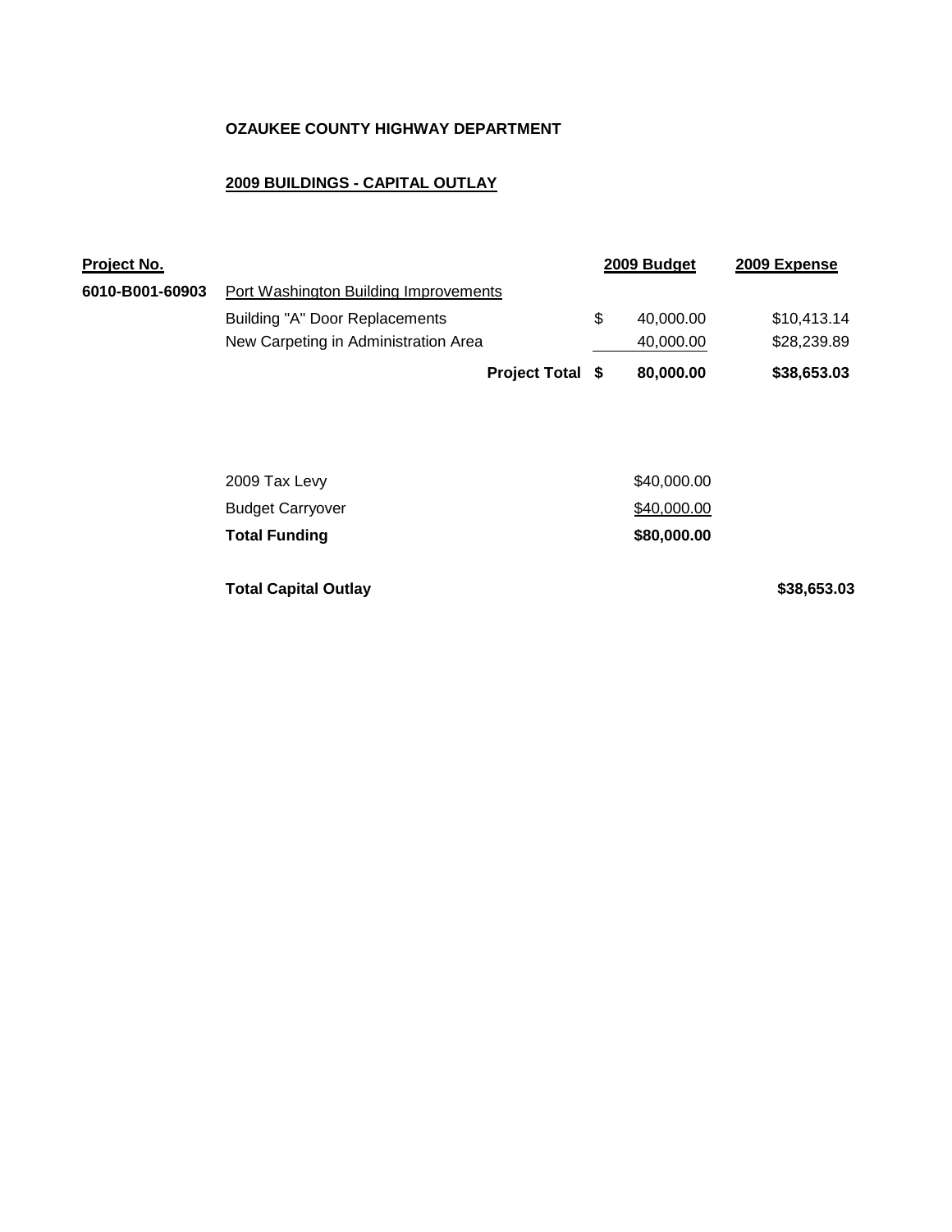**OZAUKEE COUNTY HIGHWAY DEPARTMENT**

**2009 BUILDINGS - CAPITAL OUTLAY**

| Project No. | | 2009 Budget | 2009 Expense |
|---|---|---|---|
| **6010-B001-60903** | Port Washington Building Improvements | | |
| | Building "A" Door Replacements | $ 40,000.00 | $10,413.14 |
| | New Carpeting in Administration Area | 40,000.00 | $28,239.89 |
| | **Project Total** | **$ 80,000.00** | **$38,653.03** |

| | | |
|---|---|---|
| 2009 Tax Levy | $40,000.00 | |
| Budget Carryover | $40,000.00 | |
| **Total Funding** | **$80,000.00** | |
| **Total Capital Outlay** | | **$38,653.03** |